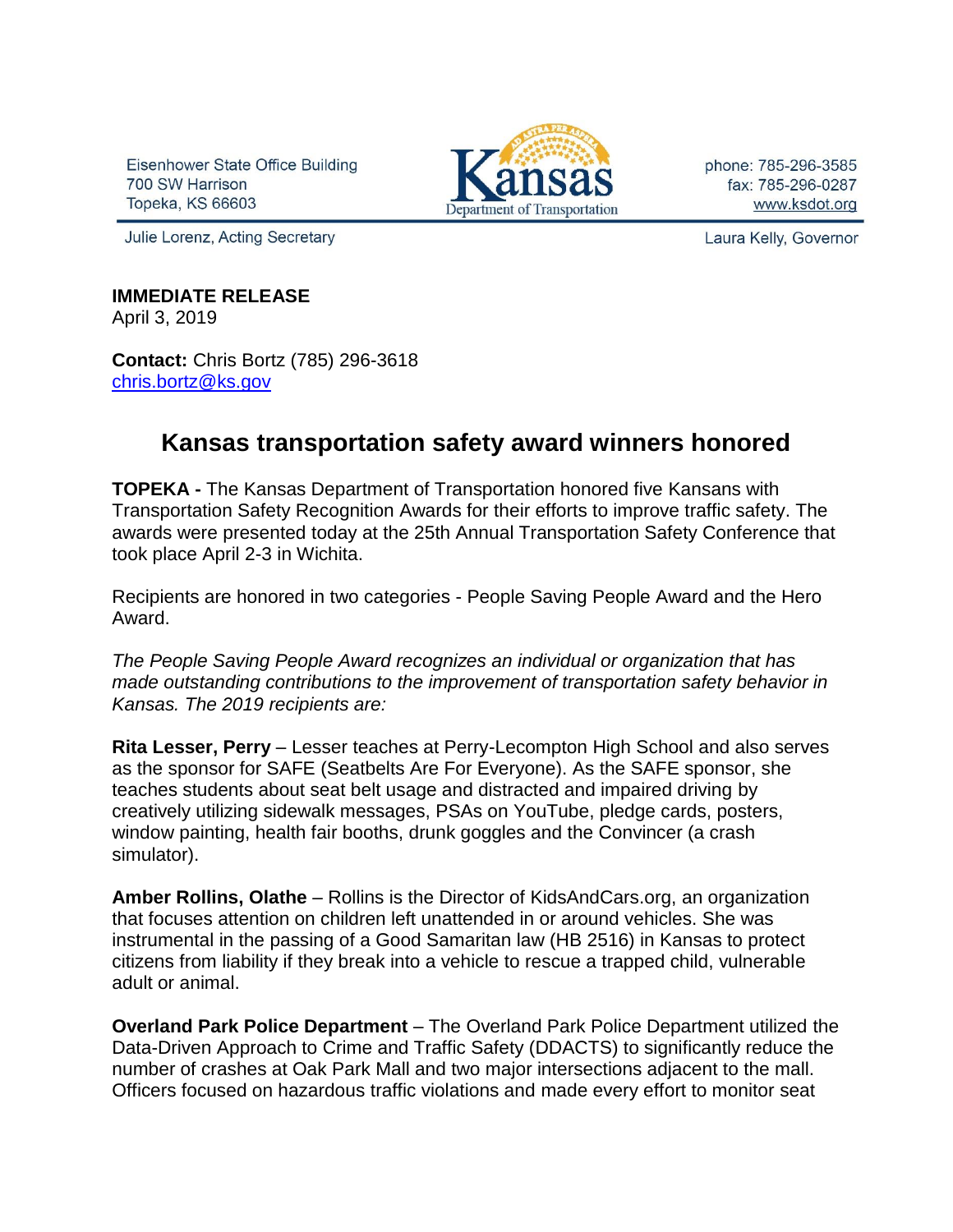Eisenhower State Office Building
700 SW Harrison
Topeka, KS 66603

Kansas Department of Transportation

phone: 785-296-3585
fax: 785-296-0287
www.ksdot.org

Julie Lorenz, Acting Secretary

Laura Kelly, Governor

**IMMEDIATE RELEASE**
April 3, 2019

**Contact:** Chris Bortz (785) 296-3618
chris.bortz@ks.gov

# Kansas transportation safety award winners honored

**TOPEKA -** The Kansas Department of Transportation honored five Kansans with Transportation Safety Recognition Awards for their efforts to improve traffic safety. The awards were presented today at the 25th Annual Transportation Safety Conference that took place April 2-3 in Wichita.

Recipients are honored in two categories - People Saving People Award and the Hero Award.

*The People Saving People Award recognizes an individual or organization that has made outstanding contributions to the improvement of transportation safety behavior in Kansas. The 2019 recipients are:*

**Rita Lesser, Perry** – Lesser teaches at Perry-Lecompton High School and also serves as the sponsor for SAFE (Seatbelts Are For Everyone). As the SAFE sponsor, she teaches students about seat belt usage and distracted and impaired driving by creatively utilizing sidewalk messages, PSAs on YouTube, pledge cards, posters, window painting, health fair booths, drunk goggles and the Convincer (a crash simulator).

**Amber Rollins, Olathe** – Rollins is the Director of KidsAndCars.org, an organization that focuses attention on children left unattended in or around vehicles. She was instrumental in the passing of a Good Samaritan law (HB 2516) in Kansas to protect citizens from liability if they break into a vehicle to rescue a trapped child, vulnerable adult or animal.

**Overland Park Police Department** – The Overland Park Police Department utilized the Data-Driven Approach to Crime and Traffic Safety (DDACTS) to significantly reduce the number of crashes at Oak Park Mall and two major intersections adjacent to the mall. Officers focused on hazardous traffic violations and made every effort to monitor seat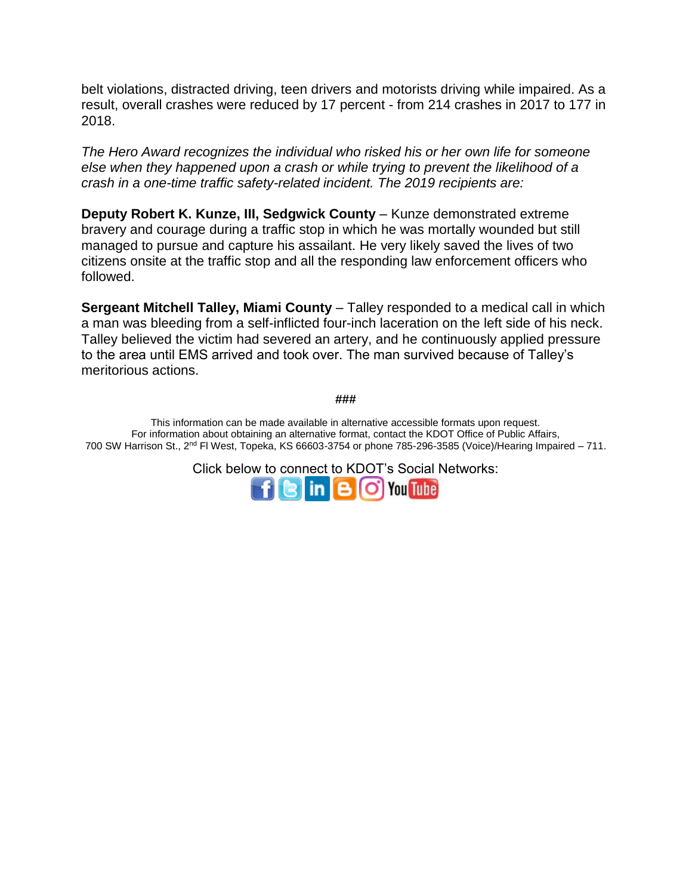belt violations, distracted driving, teen drivers and motorists driving while impaired. As a result, overall crashes were reduced by 17 percent - from 214 crashes in 2017 to 177 in 2018.

*The Hero Award recognizes the individual who risked his or her own life for someone else when they happened upon a crash or while trying to prevent the likelihood of a crash in a one-time traffic safety-related incident. The 2019 recipients are:*

**Deputy Robert K. Kunze, III, Sedgwick County** – Kunze demonstrated extreme bravery and courage during a traffic stop in which he was mortally wounded but still managed to pursue and capture his assailant. He very likely saved the lives of two citizens onsite at the traffic stop and all the responding law enforcement officers who followed.

**Sergeant Mitchell Talley, Miami County** – Talley responded to a medical call in which a man was bleeding from a self-inflicted four-inch laceration on the left side of his neck. Talley believed the victim had severed an artery, and he continuously applied pressure to the area until EMS arrived and took over. The man survived because of Talley's meritorious actions.

###

This information can be made available in alternative accessible formats upon request.
For information about obtaining an alternative format, contact the KDOT Office of Public Affairs,
700 SW Harrison St., 2nd Fl West, Topeka, KS 66603-3754 or phone 785-296-3585 (Voice)/Hearing Impaired – 711.

Click below to connect to KDOT's Social Networks: